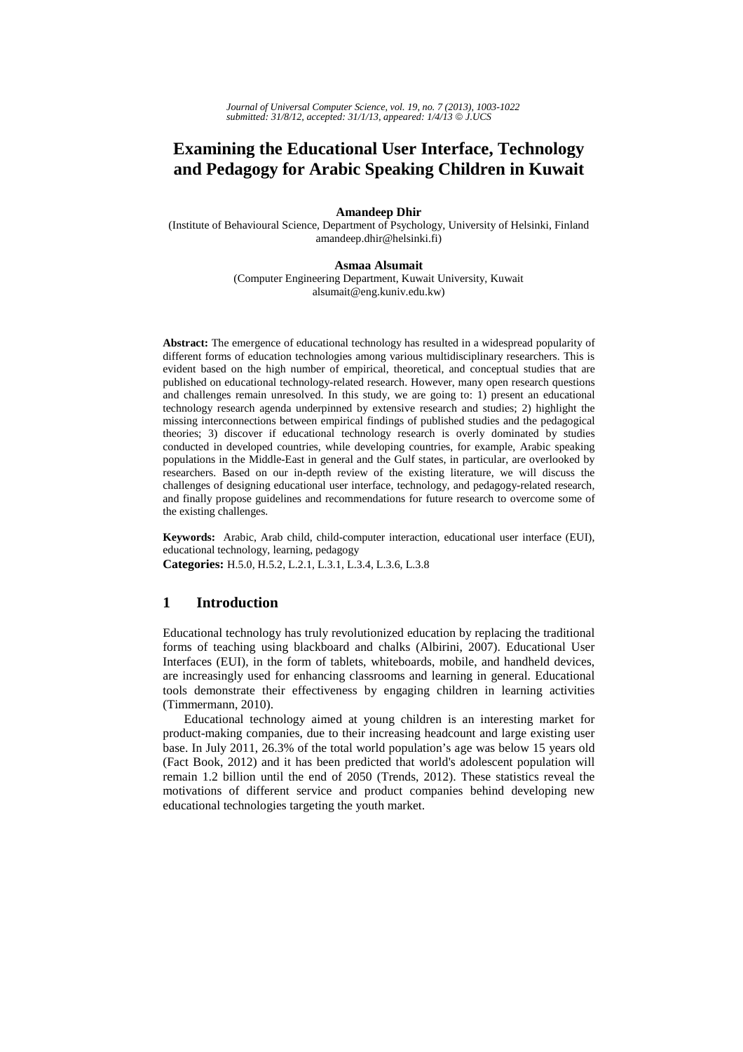# Examining the Educational User Interface, Technology and Pedagogy for Arabic Speaking Children in Kuwait

**Amandeep Dhir**
(Institute of Behavioural Science, Department of Psychology, University of Helsinki, Finland
amandeep.dhir@helsinki.fi)

**Asmaa Alsumait**
(Computer Engineering Department, Kuwait University, Kuwait
alsumait@eng.kuniv.edu.kw)

**Abstract:** The emergence of educational technology has resulted in a widespread popularity of different forms of education technologies among various multidisciplinary researchers. This is evident based on the high number of empirical, theoretical, and conceptual studies that are published on educational technology-related research. However, many open research questions and challenges remain unresolved. In this study, we are going to: 1) present an educational technology research agenda underpinned by extensive research and studies; 2) highlight the missing interconnections between empirical findings of published studies and the pedagogical theories; 3) discover if educational technology research is overly dominated by studies conducted in developed countries, while developing countries, for example, Arabic speaking populations in the Middle-East in general and the Gulf states, in particular, are overlooked by researchers. Based on our in-depth review of the existing literature, we will discuss the challenges of designing educational user interface, technology, and pedagogy-related research, and finally propose guidelines and recommendations for future research to overcome some of the existing challenges.

**Keywords:** Arabic, Arab child, child-computer interaction, educational user interface (EUI), educational technology, learning, pedagogy
**Categories:** H.5.0, H.5.2, L.2.1, L.3.1, L.3.4, L.3.6, L.3.8

## 1 Introduction

Educational technology has truly revolutionized education by replacing the traditional forms of teaching using blackboard and chalks (Albirini, 2007). Educational User Interfaces (EUI), in the form of tablets, whiteboards, mobile, and handheld devices, are increasingly used for enhancing classrooms and learning in general. Educational tools demonstrate their effectiveness by engaging children in learning activities (Timmermann, 2010).

Educational technology aimed at young children is an interesting market for product-making companies, due to their increasing headcount and large existing user base. In July 2011, 26.3% of the total world population's age was below 15 years old (Fact Book, 2012) and it has been predicted that world's adolescent population will remain 1.2 billion until the end of 2050 (Trends, 2012). These statistics reveal the motivations of different service and product companies behind developing new educational technologies targeting the youth market.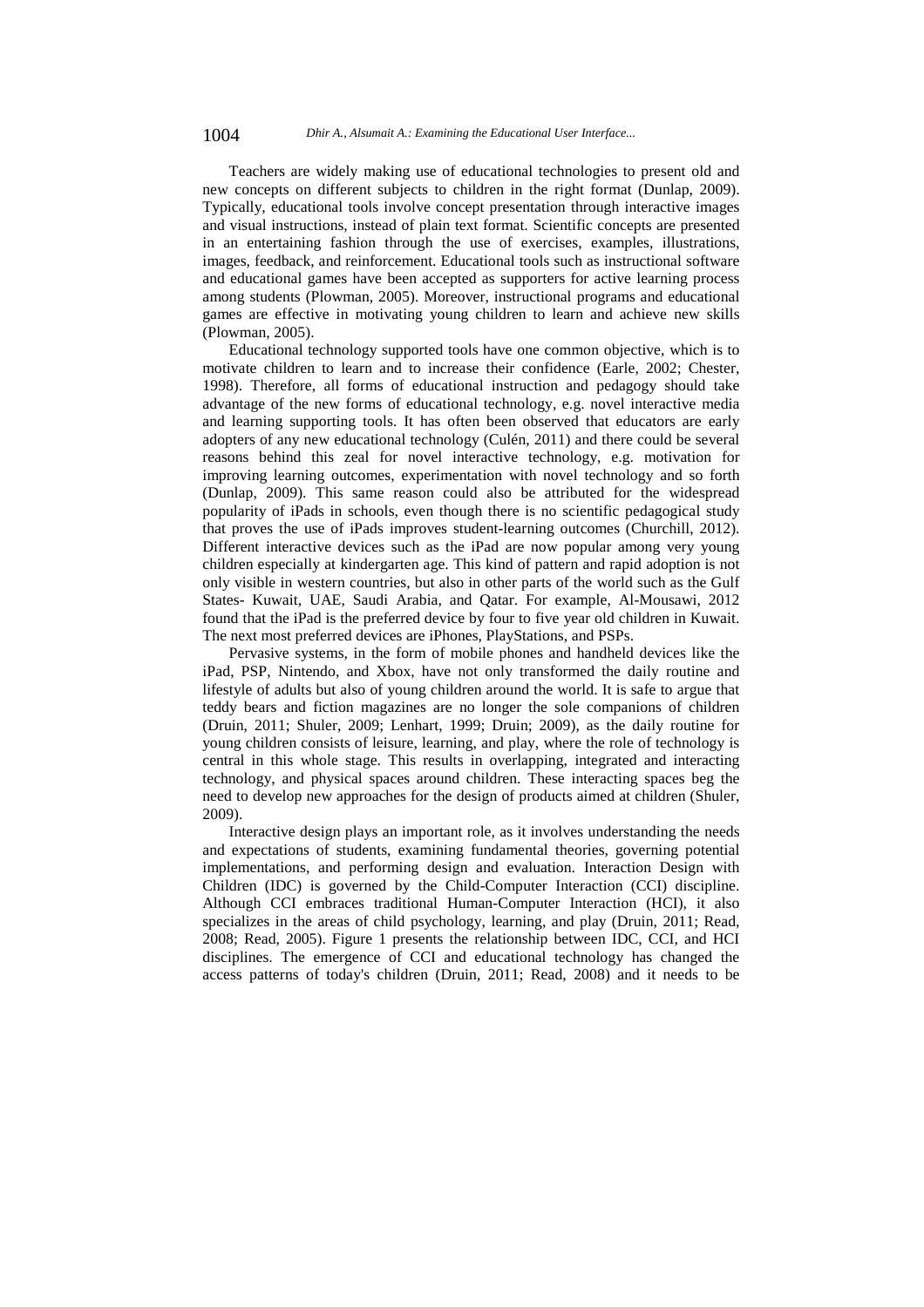Teachers are widely making use of educational technologies to present old and new concepts on different subjects to children in the right format (Dunlap, 2009). Typically, educational tools involve concept presentation through interactive images and visual instructions, instead of plain text format. Scientific concepts are presented in an entertaining fashion through the use of exercises, examples, illustrations, images, feedback, and reinforcement. Educational tools such as instructional software and educational games have been accepted as supporters for active learning process among students (Plowman, 2005). Moreover, instructional programs and educational games are effective in motivating young children to learn and achieve new skills (Plowman, 2005).

Educational technology supported tools have one common objective, which is to motivate children to learn and to increase their confidence (Earle, 2002; Chester, 1998). Therefore, all forms of educational instruction and pedagogy should take advantage of the new forms of educational technology, e.g. novel interactive media and learning supporting tools. It has often been observed that educators are early adopters of any new educational technology (Culén, 2011) and there could be several reasons behind this zeal for novel interactive technology, e.g. motivation for improving learning outcomes, experimentation with novel technology and so forth (Dunlap, 2009). This same reason could also be attributed for the widespread popularity of iPads in schools, even though there is no scientific pedagogical study that proves the use of iPads improves student-learning outcomes (Churchill, 2012). Different interactive devices such as the iPad are now popular among very young children especially at kindergarten age. This kind of pattern and rapid adoption is not only visible in western countries, but also in other parts of the world such as the Gulf States- Kuwait, UAE, Saudi Arabia, and Qatar. For example, Al-Mousawi, 2012 found that the iPad is the preferred device by four to five year old children in Kuwait. The next most preferred devices are iPhones, PlayStations, and PSPs.

Pervasive systems, in the form of mobile phones and handheld devices like the iPad, PSP, Nintendo, and Xbox, have not only transformed the daily routine and lifestyle of adults but also of young children around the world. It is safe to argue that teddy bears and fiction magazines are no longer the sole companions of children (Druin, 2011; Shuler, 2009; Lenhart, 1999; Druin; 2009), as the daily routine for young children consists of leisure, learning, and play, where the role of technology is central in this whole stage. This results in overlapping, integrated and interacting technology, and physical spaces around children. These interacting spaces beg the need to develop new approaches for the design of products aimed at children (Shuler, 2009).

Interactive design plays an important role, as it involves understanding the needs and expectations of students, examining fundamental theories, governing potential implementations, and performing design and evaluation. Interaction Design with Children (IDC) is governed by the Child-Computer Interaction (CCI) discipline. Although CCI embraces traditional Human-Computer Interaction (HCI), it also specializes in the areas of child psychology, learning, and play (Druin, 2011; Read, 2008; Read, 2005). Figure 1 presents the relationship between IDC, CCI, and HCI disciplines. The emergence of CCI and educational technology has changed the access patterns of today's children (Druin, 2011; Read, 2008) and it needs to be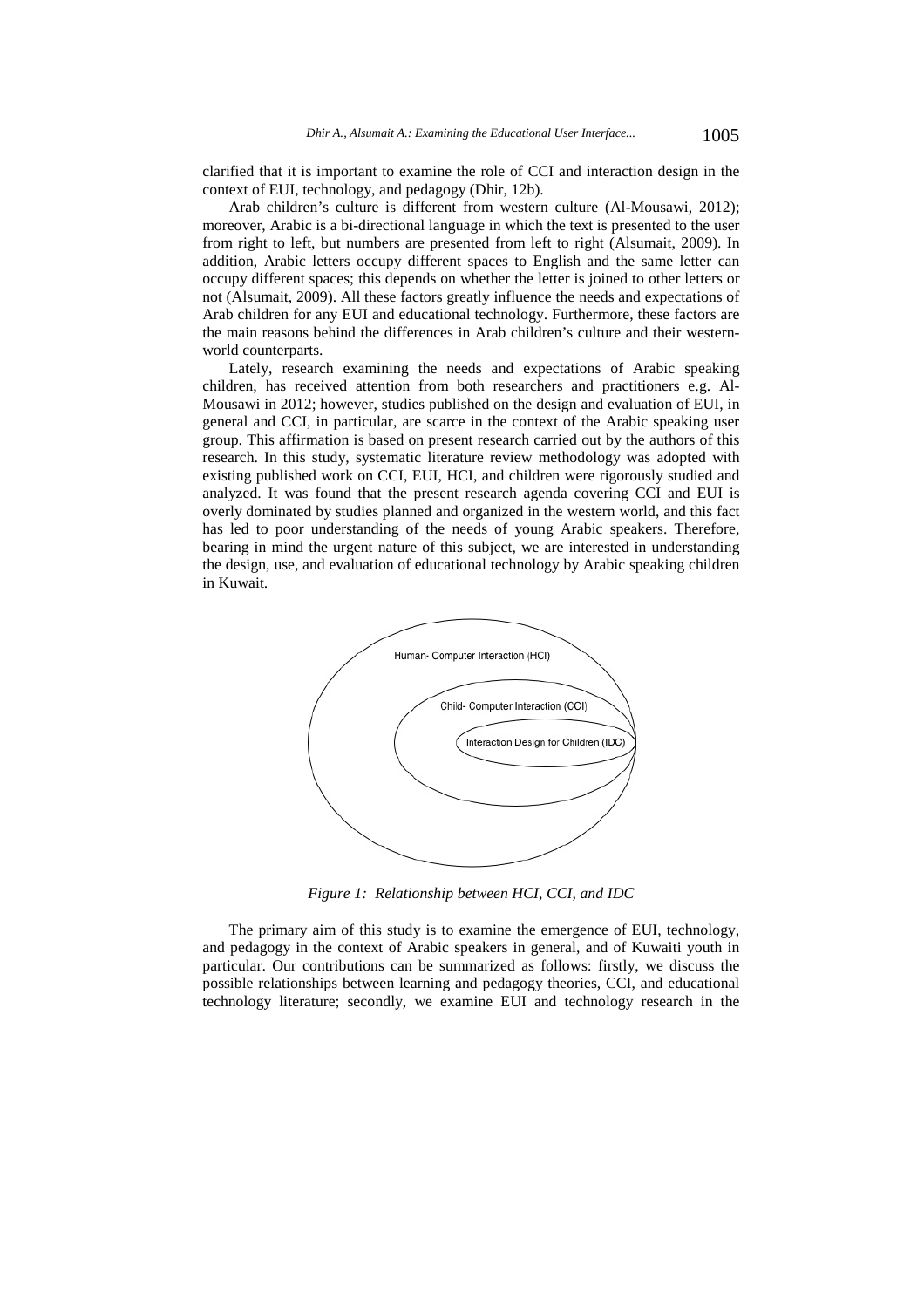clarified that it is important to examine the role of CCI and interaction design in the context of EUI, technology, and pedagogy (Dhir, 12b).

Arab children's culture is different from western culture (Al-Mousawi, 2012); moreover, Arabic is a bi-directional language in which the text is presented to the user from right to left, but numbers are presented from left to right (Alsumait, 2009). In addition, Arabic letters occupy different spaces to English and the same letter can occupy different spaces; this depends on whether the letter is joined to other letters or not (Alsumait, 2009). All these factors greatly influence the needs and expectations of Arab children for any EUI and educational technology. Furthermore, these factors are the main reasons behind the differences in Arab children's culture and their western-world counterparts.

Lately, research examining the needs and expectations of Arabic speaking children, has received attention from both researchers and practitioners e.g. Al-Mousawi in 2012; however, studies published on the design and evaluation of EUI, in general and CCI, in particular, are scarce in the context of the Arabic speaking user group. This affirmation is based on present research carried out by the authors of this research. In this study, systematic literature review methodology was adopted with existing published work on CCI, EUI, HCI, and children were rigorously studied and analyzed. It was found that the present research agenda covering CCI and EUI is overly dominated by studies planned and organized in the western world, and this fact has led to poor understanding of the needs of young Arabic speakers. Therefore, bearing in mind the urgent nature of this subject, we are interested in understanding the design, use, and evaluation of educational technology by Arabic speaking children in Kuwait.

Human- Computer Interaction (HCI)

Child- Computer Interaction (CCI)

Interaction Design for Children (IDC)

*Figure 1: Relationship between HCI, CCI, and IDC*

The primary aim of this study is to examine the emergence of EUI, technology, and pedagogy in the context of Arabic speakers in general, and of Kuwaiti youth in particular. Our contributions can be summarized as follows: firstly, we discuss the possible relationships between learning and pedagogy theories, CCI, and educational technology literature; secondly, we examine EUI and technology research in the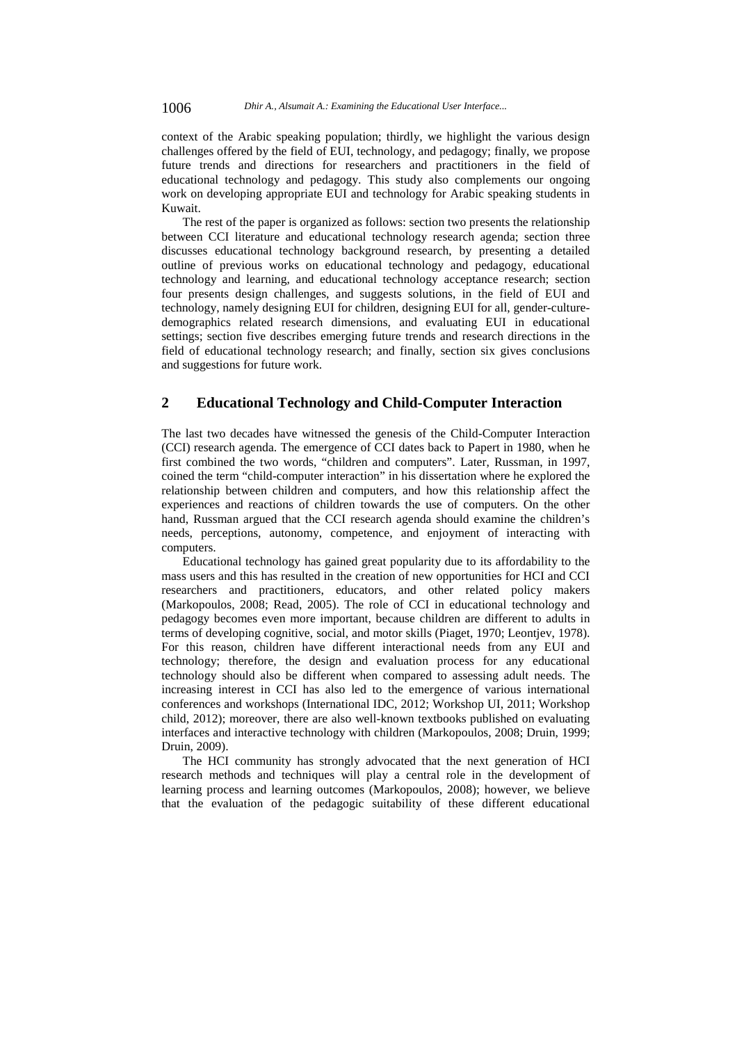context of the Arabic speaking population; thirdly, we highlight the various design challenges offered by the field of EUI, technology, and pedagogy; finally, we propose future trends and directions for researchers and practitioners in the field of educational technology and pedagogy. This study also complements our ongoing work on developing appropriate EUI and technology for Arabic speaking students in Kuwait.

The rest of the paper is organized as follows: section two presents the relationship between CCI literature and educational technology research agenda; section three discusses educational technology background research, by presenting a detailed outline of previous works on educational technology and pedagogy, educational technology and learning, and educational technology acceptance research; section four presents design challenges, and suggests solutions, in the field of EUI and technology, namely designing EUI for children, designing EUI for all, gender-culture-demographics related research dimensions, and evaluating EUI in educational settings; section five describes emerging future trends and research directions in the field of educational technology research; and finally, section six gives conclusions and suggestions for future work.

## 2 Educational Technology and Child-Computer Interaction

The last two decades have witnessed the genesis of the Child-Computer Interaction (CCI) research agenda. The emergence of CCI dates back to Papert in 1980, when he first combined the two words, "children and computers". Later, Russman, in 1997, coined the term "child-computer interaction" in his dissertation where he explored the relationship between children and computers, and how this relationship affect the experiences and reactions of children towards the use of computers. On the other hand, Russman argued that the CCI research agenda should examine the children's needs, perceptions, autonomy, competence, and enjoyment of interacting with computers.

Educational technology has gained great popularity due to its affordability to the mass users and this has resulted in the creation of new opportunities for HCI and CCI researchers and practitioners, educators, and other related policy makers (Markopoulos, 2008; Read, 2005). The role of CCI in educational technology and pedagogy becomes even more important, because children are different to adults in terms of developing cognitive, social, and motor skills (Piaget, 1970; Leontjev, 1978). For this reason, children have different interactional needs from any EUI and technology; therefore, the design and evaluation process for any educational technology should also be different when compared to assessing adult needs. The increasing interest in CCI has also led to the emergence of various international conferences and workshops (International IDC, 2012; Workshop UI, 2011; Workshop child, 2012); moreover, there are also well-known textbooks published on evaluating interfaces and interactive technology with children (Markopoulos, 2008; Druin, 1999; Druin, 2009).

The HCI community has strongly advocated that the next generation of HCI research methods and techniques will play a central role in the development of learning process and learning outcomes (Markopoulos, 2008); however, we believe that the evaluation of the pedagogic suitability of these different educational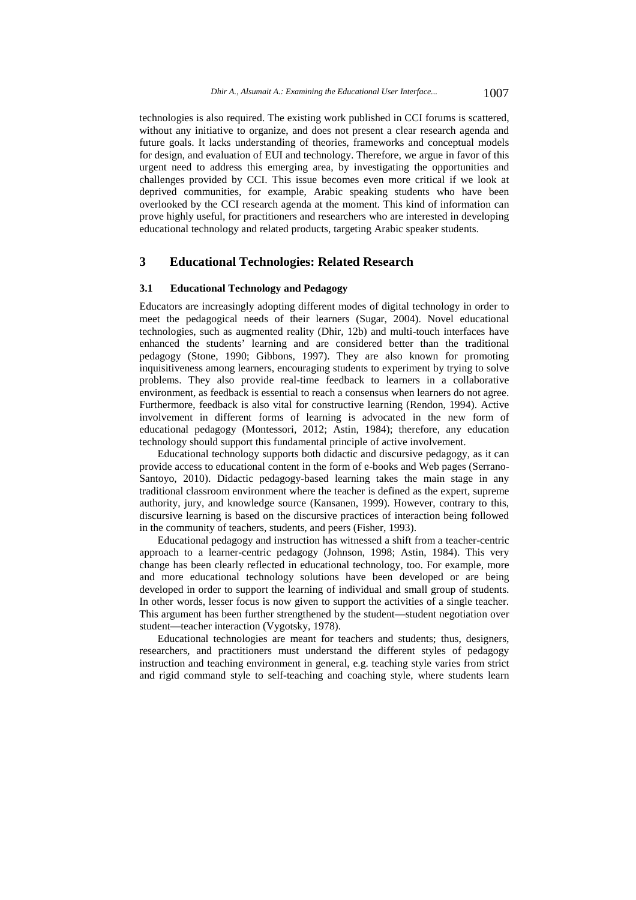technologies is also required. The existing work published in CCI forums is scattered, without any initiative to organize, and does not present a clear research agenda and future goals. It lacks understanding of theories, frameworks and conceptual models for design, and evaluation of EUI and technology. Therefore, we argue in favor of this urgent need to address this emerging area, by investigating the opportunities and challenges provided by CCI. This issue becomes even more critical if we look at deprived communities, for example, Arabic speaking students who have been overlooked by the CCI research agenda at the moment. This kind of information can prove highly useful, for practitioners and researchers who are interested in developing educational technology and related products, targeting Arabic speaker students.

## 3 Educational Technologies: Related Research

### 3.1 Educational Technology and Pedagogy

Educators are increasingly adopting different modes of digital technology in order to meet the pedagogical needs of their learners (Sugar, 2004). Novel educational technologies, such as augmented reality (Dhir, 12b) and multi-touch interfaces have enhanced the students' learning and are considered better than the traditional pedagogy (Stone, 1990; Gibbons, 1997). They are also known for promoting inquisitiveness among learners, encouraging students to experiment by trying to solve problems. They also provide real-time feedback to learners in a collaborative environment, as feedback is essential to reach a consensus when learners do not agree. Furthermore, feedback is also vital for constructive learning (Rendon, 1994). Active involvement in different forms of learning is advocated in the new form of educational pedagogy (Montessori, 2012; Astin, 1984); therefore, any education technology should support this fundamental principle of active involvement.

Educational technology supports both didactic and discursive pedagogy, as it can provide access to educational content in the form of e-books and Web pages (Serrano-Santoyo, 2010). Didactic pedagogy-based learning takes the main stage in any traditional classroom environment where the teacher is defined as the expert, supreme authority, jury, and knowledge source (Kansanen, 1999). However, contrary to this, discursive learning is based on the discursive practices of interaction being followed in the community of teachers, students, and peers (Fisher, 1993).

Educational pedagogy and instruction has witnessed a shift from a teacher-centric approach to a learner-centric pedagogy (Johnson, 1998; Astin, 1984). This very change has been clearly reflected in educational technology, too. For example, more and more educational technology solutions have been developed or are being developed in order to support the learning of individual and small group of students. In other words, lesser focus is now given to support the activities of a single teacher. This argument has been further strengthened by the student—student negotiation over student—teacher interaction (Vygotsky, 1978).

Educational technologies are meant for teachers and students; thus, designers, researchers, and practitioners must understand the different styles of pedagogy instruction and teaching environment in general, e.g. teaching style varies from strict and rigid command style to self-teaching and coaching style, where students learn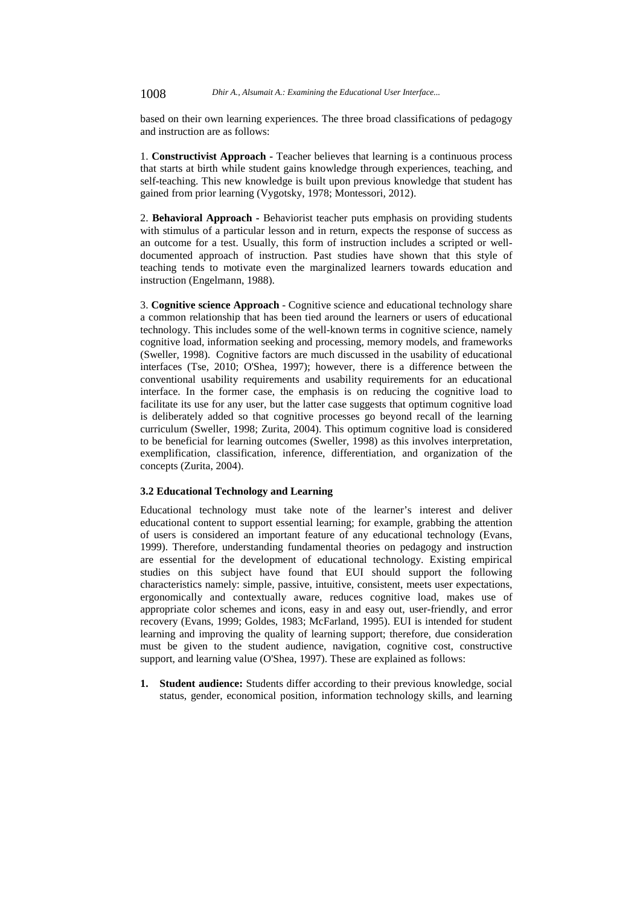based on their own learning experiences. The three broad classifications of pedagogy and instruction are as follows:

1. **Constructivist Approach** - Teacher believes that learning is a continuous process that starts at birth while student gains knowledge through experiences, teaching, and self-teaching. This new knowledge is built upon previous knowledge that student has gained from prior learning (Vygotsky, 1978; Montessori, 2012).

2. **Behavioral Approach** - Behaviorist teacher puts emphasis on providing students with stimulus of a particular lesson and in return, expects the response of success as an outcome for a test. Usually, this form of instruction includes a scripted or well-documented approach of instruction. Past studies have shown that this style of teaching tends to motivate even the marginalized learners towards education and instruction (Engelmann, 1988).

3. **Cognitive science Approach** - Cognitive science and educational technology share a common relationship that has been tied around the learners or users of educational technology. This includes some of the well-known terms in cognitive science, namely cognitive load, information seeking and processing, memory models, and frameworks (Sweller, 1998). Cognitive factors are much discussed in the usability of educational interfaces (Tse, 2010; O'Shea, 1997); however, there is a difference between the conventional usability requirements and usability requirements for an educational interface. In the former case, the emphasis is on reducing the cognitive load to facilitate its use for any user, but the latter case suggests that optimum cognitive load is deliberately added so that cognitive processes go beyond recall of the learning curriculum (Sweller, 1998; Zurita, 2004). This optimum cognitive load is considered to be beneficial for learning outcomes (Sweller, 1998) as this involves interpretation, exemplification, classification, inference, differentiation, and organization of the concepts (Zurita, 2004).

### 3.2 Educational Technology and Learning

Educational technology must take note of the learner's interest and deliver educational content to support essential learning; for example, grabbing the attention of users is considered an important feature of any educational technology (Evans, 1999). Therefore, understanding fundamental theories on pedagogy and instruction are essential for the development of educational technology. Existing empirical studies on this subject have found that EUI should support the following characteristics namely: simple, passive, intuitive, consistent, meets user expectations, ergonomically and contextually aware, reduces cognitive load, makes use of appropriate color schemes and icons, easy in and easy out, user-friendly, and error recovery (Evans, 1999; Goldes, 1983; McFarland, 1995). EUI is intended for student learning and improving the quality of learning support; therefore, due consideration must be given to the student audience, navigation, cognitive cost, constructive support, and learning value (O'Shea, 1997). These are explained as follows:

1. **Student audience:** Students differ according to their previous knowledge, social status, gender, economical position, information technology skills, and learning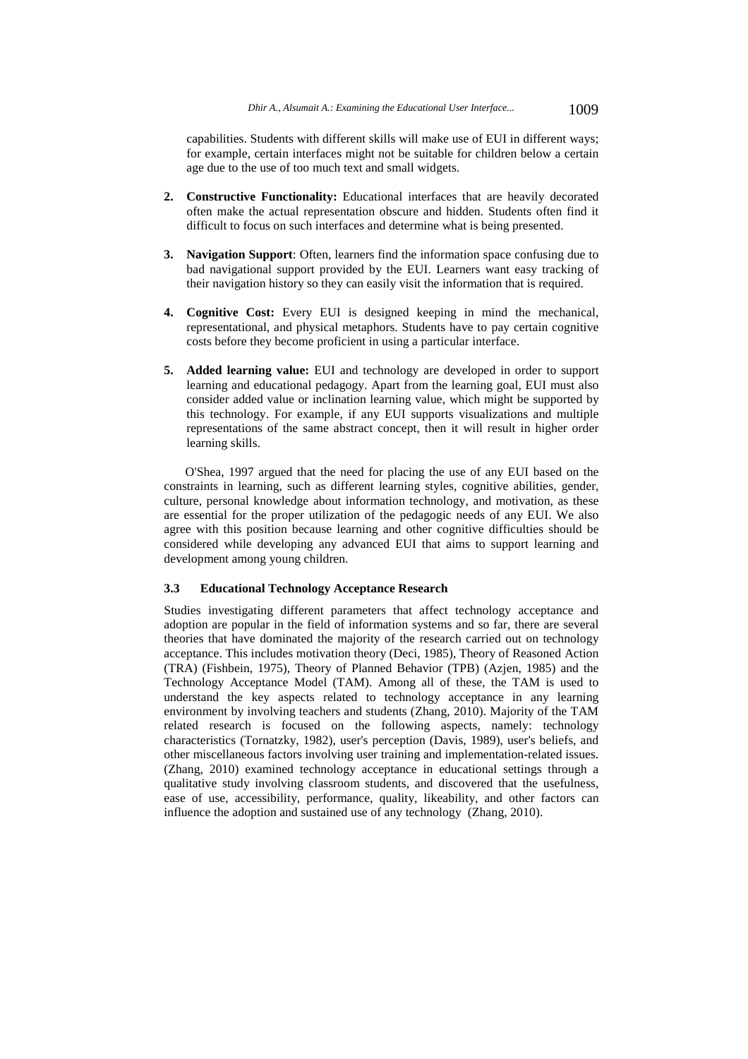capabilities. Students with different skills will make use of EUI in different ways; for example, certain interfaces might not be suitable for children below a certain age due to the use of too much text and small widgets.

2. **Constructive Functionality:** Educational interfaces that are heavily decorated often make the actual representation obscure and hidden. Students often find it difficult to focus on such interfaces and determine what is being presented.

3. **Navigation Support**: Often, learners find the information space confusing due to bad navigational support provided by the EUI. Learners want easy tracking of their navigation history so they can easily visit the information that is required.

4. **Cognitive Cost:** Every EUI is designed keeping in mind the mechanical, representational, and physical metaphors. Students have to pay certain cognitive costs before they become proficient in using a particular interface.

5. **Added learning value:** EUI and technology are developed in order to support learning and educational pedagogy. Apart from the learning goal, EUI must also consider added value or inclination learning value, which might be supported by this technology. For example, if any EUI supports visualizations and multiple representations of the same abstract concept, then it will result in higher order learning skills.

O'Shea, 1997 argued that the need for placing the use of any EUI based on the constraints in learning, such as different learning styles, cognitive abilities, gender, culture, personal knowledge about information technology, and motivation, as these are essential for the proper utilization of the pedagogic needs of any EUI. We also agree with this position because learning and other cognitive difficulties should be considered while developing any advanced EUI that aims to support learning and development among young children.

### 3.3 Educational Technology Acceptance Research

Studies investigating different parameters that affect technology acceptance and adoption are popular in the field of information systems and so far, there are several theories that have dominated the majority of the research carried out on technology acceptance. This includes motivation theory (Deci, 1985), Theory of Reasoned Action (TRA) (Fishbein, 1975), Theory of Planned Behavior (TPB) (Azjen, 1985) and the Technology Acceptance Model (TAM). Among all of these, the TAM is used to understand the key aspects related to technology acceptance in any learning environment by involving teachers and students (Zhang, 2010). Majority of the TAM related research is focused on the following aspects, namely: technology characteristics (Tornatzky, 1982), user's perception (Davis, 1989), user's beliefs, and other miscellaneous factors involving user training and implementation-related issues. (Zhang, 2010) examined technology acceptance in educational settings through a qualitative study involving classroom students, and discovered that the usefulness, ease of use, accessibility, performance, quality, likeability, and other factors can influence the adoption and sustained use of any technology (Zhang, 2010).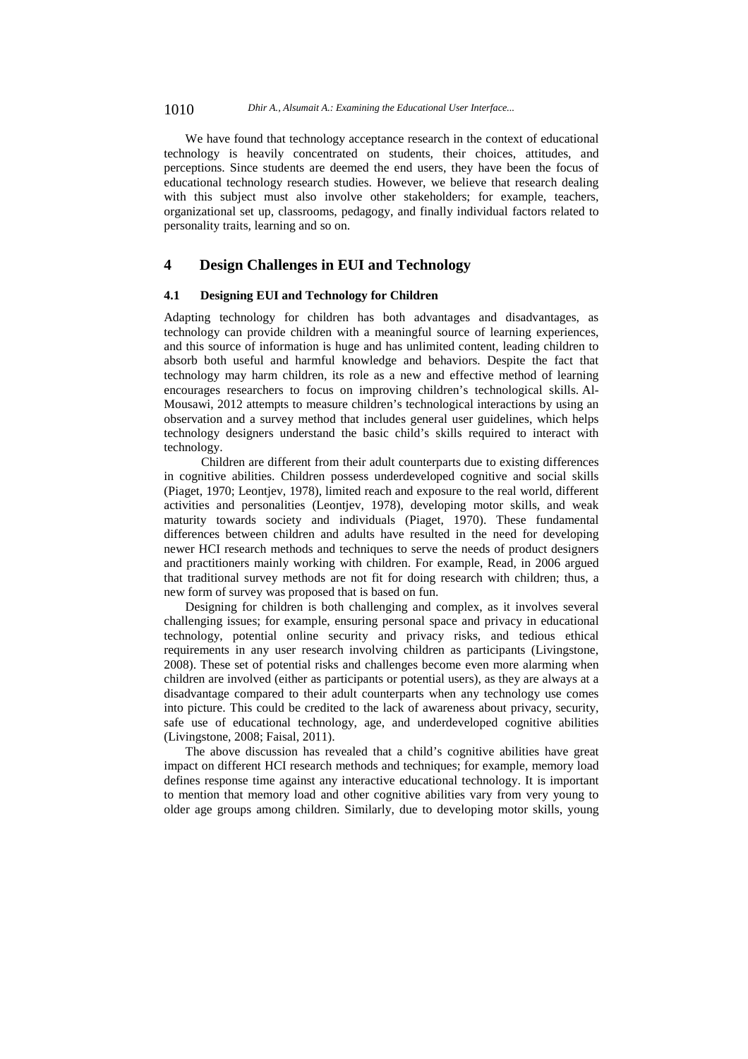We have found that technology acceptance research in the context of educational technology is heavily concentrated on students, their choices, attitudes, and perceptions. Since students are deemed the end users, they have been the focus of educational technology research studies. However, we believe that research dealing with this subject must also involve other stakeholders; for example, teachers, organizational set up, classrooms, pedagogy, and finally individual factors related to personality traits, learning and so on.

## 4 Design Challenges in EUI and Technology

### 4.1 Designing EUI and Technology for Children

Adapting technology for children has both advantages and disadvantages, as technology can provide children with a meaningful source of learning experiences, and this source of information is huge and has unlimited content, leading children to absorb both useful and harmful knowledge and behaviors. Despite the fact that technology may harm children, its role as a new and effective method of learning encourages researchers to focus on improving children's technological skills. Al-Mousawi, 2012 attempts to measure children's technological interactions by using an observation and a survey method that includes general user guidelines, which helps technology designers understand the basic child's skills required to interact with technology.

Children are different from their adult counterparts due to existing differences in cognitive abilities. Children possess underdeveloped cognitive and social skills (Piaget, 1970; Leontjev, 1978), limited reach and exposure to the real world, different activities and personalities (Leontjev, 1978), developing motor skills, and weak maturity towards society and individuals (Piaget, 1970). These fundamental differences between children and adults have resulted in the need for developing newer HCI research methods and techniques to serve the needs of product designers and practitioners mainly working with children. For example, Read, in 2006 argued that traditional survey methods are not fit for doing research with children; thus, a new form of survey was proposed that is based on fun.

Designing for children is both challenging and complex, as it involves several challenging issues; for example, ensuring personal space and privacy in educational technology, potential online security and privacy risks, and tedious ethical requirements in any user research involving children as participants (Livingstone, 2008). These set of potential risks and challenges become even more alarming when children are involved (either as participants or potential users), as they are always at a disadvantage compared to their adult counterparts when any technology use comes into picture. This could be credited to the lack of awareness about privacy, security, safe use of educational technology, age, and underdeveloped cognitive abilities (Livingstone, 2008; Faisal, 2011).

The above discussion has revealed that a child's cognitive abilities have great impact on different HCI research methods and techniques; for example, memory load defines response time against any interactive educational technology. It is important to mention that memory load and other cognitive abilities vary from very young to older age groups among children. Similarly, due to developing motor skills, young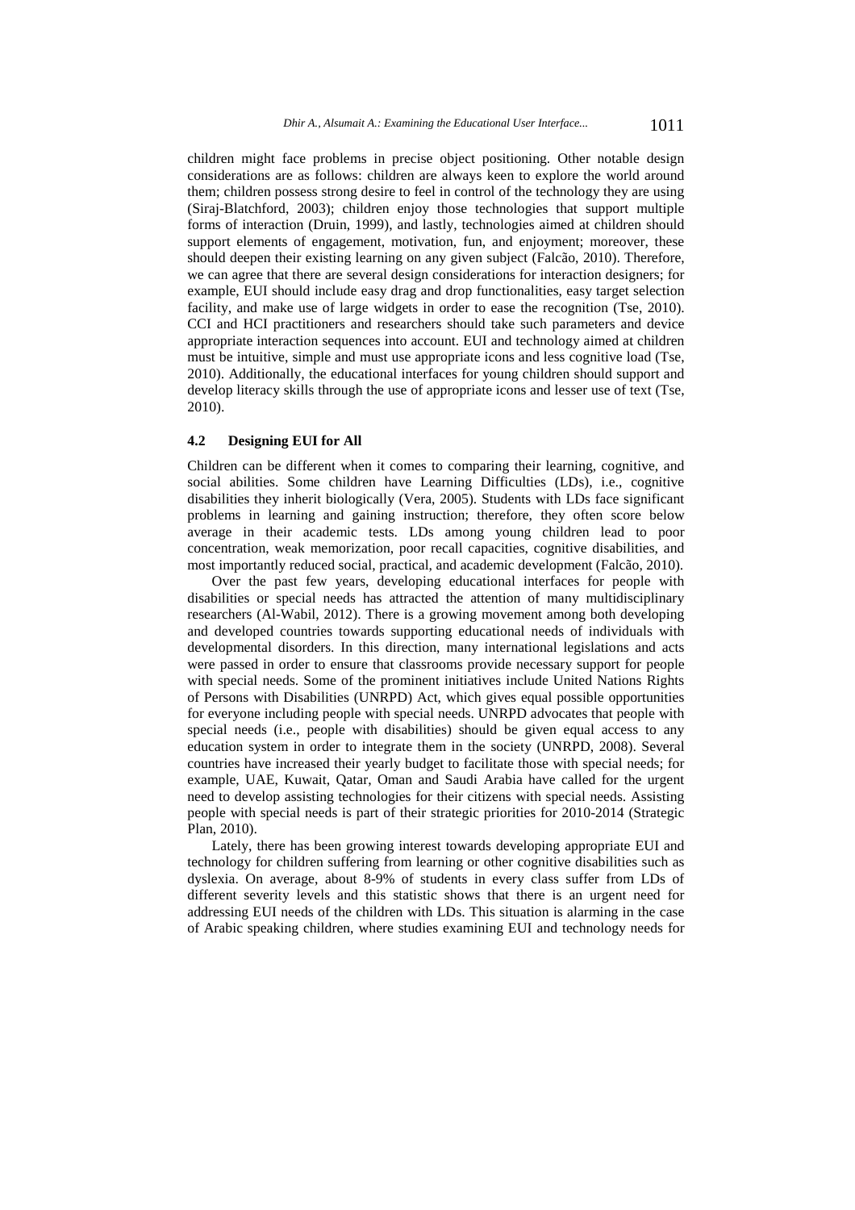children might face problems in precise object positioning. Other notable design considerations are as follows: children are always keen to explore the world around them; children possess strong desire to feel in control of the technology they are using (Siraj-Blatchford, 2003); children enjoy those technologies that support multiple forms of interaction (Druin, 1999), and lastly, technologies aimed at children should support elements of engagement, motivation, fun, and enjoyment; moreover, these should deepen their existing learning on any given subject (Falcão, 2010). Therefore, we can agree that there are several design considerations for interaction designers; for example, EUI should include easy drag and drop functionalities, easy target selection facility, and make use of large widgets in order to ease the recognition (Tse, 2010). CCI and HCI practitioners and researchers should take such parameters and device appropriate interaction sequences into account. EUI and technology aimed at children must be intuitive, simple and must use appropriate icons and less cognitive load (Tse, 2010). Additionally, the educational interfaces for young children should support and develop literacy skills through the use of appropriate icons and lesser use of text (Tse, 2010).

### 4.2 Designing EUI for All

Children can be different when it comes to comparing their learning, cognitive, and social abilities. Some children have Learning Difficulties (LDs), i.e., cognitive disabilities they inherit biologically (Vera, 2005). Students with LDs face significant problems in learning and gaining instruction; therefore, they often score below average in their academic tests. LDs among young children lead to poor concentration, weak memorization, poor recall capacities, cognitive disabilities, and most importantly reduced social, practical, and academic development (Falcão, 2010).

Over the past few years, developing educational interfaces for people with disabilities or special needs has attracted the attention of many multidisciplinary researchers (Al-Wabil, 2012). There is a growing movement among both developing and developed countries towards supporting educational needs of individuals with developmental disorders. In this direction, many international legislations and acts were passed in order to ensure that classrooms provide necessary support for people with special needs. Some of the prominent initiatives include United Nations Rights of Persons with Disabilities (UNRPD) Act, which gives equal possible opportunities for everyone including people with special needs. UNRPD advocates that people with special needs (i.e., people with disabilities) should be given equal access to any education system in order to integrate them in the society (UNRPD, 2008). Several countries have increased their yearly budget to facilitate those with special needs; for example, UAE, Kuwait, Qatar, Oman and Saudi Arabia have called for the urgent need to develop assisting technologies for their citizens with special needs. Assisting people with special needs is part of their strategic priorities for 2010-2014 (Strategic Plan, 2010).

Lately, there has been growing interest towards developing appropriate EUI and technology for children suffering from learning or other cognitive disabilities such as dyslexia. On average, about 8-9% of students in every class suffer from LDs of different severity levels and this statistic shows that there is an urgent need for addressing EUI needs of the children with LDs. This situation is alarming in the case of Arabic speaking children, where studies examining EUI and technology needs for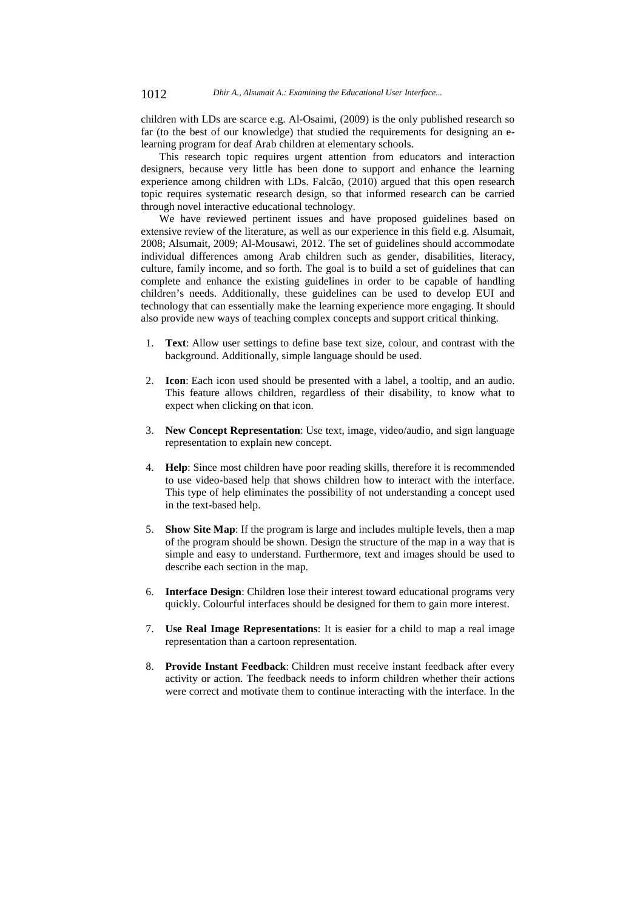children with LDs are scarce e.g. Al-Osaimi, (2009) is the only published research so far (to the best of our knowledge) that studied the requirements for designing an e-learning program for deaf Arab children at elementary schools.

This research topic requires urgent attention from educators and interaction designers, because very little has been done to support and enhance the learning experience among children with LDs. Falcão, (2010) argued that this open research topic requires systematic research design, so that informed research can be carried through novel interactive educational technology.

We have reviewed pertinent issues and have proposed guidelines based on extensive review of the literature, as well as our experience in this field e.g. Alsumait, 2008; Alsumait, 2009; Al-Mousawi, 2012. The set of guidelines should accommodate individual differences among Arab children such as gender, disabilities, literacy, culture, family income, and so forth. The goal is to build a set of guidelines that can complete and enhance the existing guidelines in order to be capable of handling children's needs. Additionally, these guidelines can be used to develop EUI and technology that can essentially make the learning experience more engaging. It should also provide new ways of teaching complex concepts and support critical thinking.

1. **Text**: Allow user settings to define base text size, colour, and contrast with the background. Additionally, simple language should be used.

2. **Icon**: Each icon used should be presented with a label, a tooltip, and an audio. This feature allows children, regardless of their disability, to know what to expect when clicking on that icon.

3. **New Concept Representation**: Use text, image, video/audio, and sign language representation to explain new concept.

4. **Help**: Since most children have poor reading skills, therefore it is recommended to use video-based help that shows children how to interact with the interface. This type of help eliminates the possibility of not understanding a concept used in the text-based help.

5. **Show Site Map**: If the program is large and includes multiple levels, then a map of the program should be shown. Design the structure of the map in a way that is simple and easy to understand. Furthermore, text and images should be used to describe each section in the map.

6. **Interface Design**: Children lose their interest toward educational programs very quickly. Colourful interfaces should be designed for them to gain more interest.

7. **Use Real Image Representations**: It is easier for a child to map a real image representation than a cartoon representation.

8. **Provide Instant Feedback**: Children must receive instant feedback after every activity or action. The feedback needs to inform children whether their actions were correct and motivate them to continue interacting with the interface. In the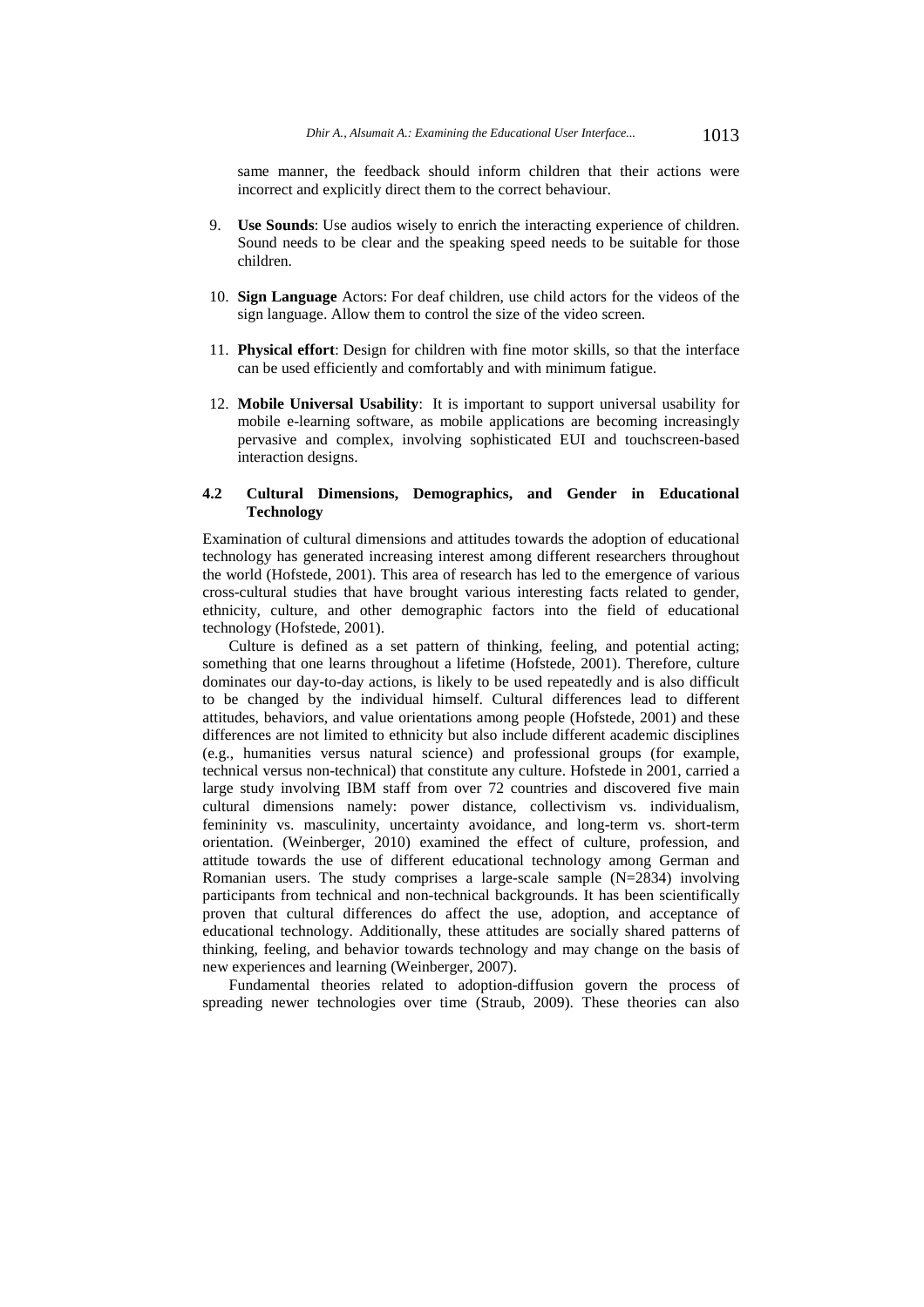same manner, the feedback should inform children that their actions were incorrect and explicitly direct them to the correct behaviour.

9. **Use Sounds**: Use audios wisely to enrich the interacting experience of children. Sound needs to be clear and the speaking speed needs to be suitable for those children.

10. **Sign Language** Actors: For deaf children, use child actors for the videos of the sign language. Allow them to control the size of the video screen.

11. **Physical effort**: Design for children with fine motor skills, so that the interface can be used efficiently and comfortably and with minimum fatigue.

12. **Mobile Universal Usability**: It is important to support universal usability for mobile e-learning software, as mobile applications are becoming increasingly pervasive and complex, involving sophisticated EUI and touchscreen-based interaction designs.

### 4.2 Cultural Dimensions, Demographics, and Gender in Educational Technology

Examination of cultural dimensions and attitudes towards the adoption of educational technology has generated increasing interest among different researchers throughout the world (Hofstede, 2001). This area of research has led to the emergence of various cross-cultural studies that have brought various interesting facts related to gender, ethnicity, culture, and other demographic factors into the field of educational technology (Hofstede, 2001).

Culture is defined as a set pattern of thinking, feeling, and potential acting; something that one learns throughout a lifetime (Hofstede, 2001). Therefore, culture dominates our day-to-day actions, is likely to be used repeatedly and is also difficult to be changed by the individual himself. Cultural differences lead to different attitudes, behaviors, and value orientations among people (Hofstede, 2001) and these differences are not limited to ethnicity but also include different academic disciplines (e.g., humanities versus natural science) and professional groups (for example, technical versus non-technical) that constitute any culture. Hofstede in 2001, carried a large study involving IBM staff from over 72 countries and discovered five main cultural dimensions namely: power distance, collectivism vs. individualism, femininity vs. masculinity, uncertainty avoidance, and long-term vs. short-term orientation. (Weinberger, 2010) examined the effect of culture, profession, and attitude towards the use of different educational technology among German and Romanian users. The study comprises a large-scale sample (N=2834) involving participants from technical and non-technical backgrounds. It has been scientifically proven that cultural differences do affect the use, adoption, and acceptance of educational technology. Additionally, these attitudes are socially shared patterns of thinking, feeling, and behavior towards technology and may change on the basis of new experiences and learning (Weinberger, 2007).

Fundamental theories related to adoption-diffusion govern the process of spreading newer technologies over time (Straub, 2009). These theories can also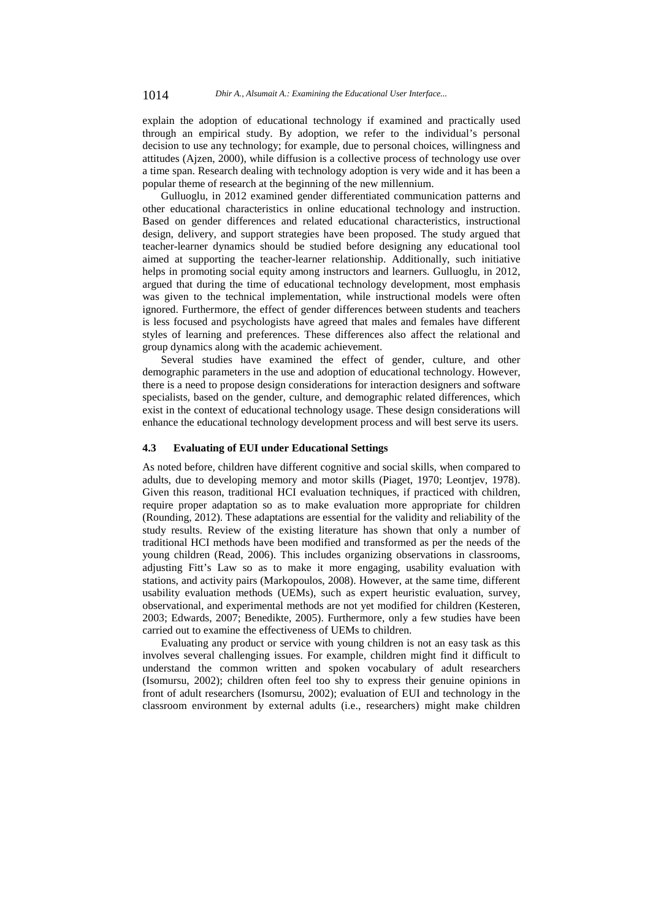explain the adoption of educational technology if examined and practically used through an empirical study. By adoption, we refer to the individual's personal decision to use any technology; for example, due to personal choices, willingness and attitudes (Ajzen, 2000), while diffusion is a collective process of technology use over a time span. Research dealing with technology adoption is very wide and it has been a popular theme of research at the beginning of the new millennium.

Gulluoglu, in 2012 examined gender differentiated communication patterns and other educational characteristics in online educational technology and instruction. Based on gender differences and related educational characteristics, instructional design, delivery, and support strategies have been proposed. The study argued that teacher-learner dynamics should be studied before designing any educational tool aimed at supporting the teacher-learner relationship. Additionally, such initiative helps in promoting social equity among instructors and learners. Gulluoglu, in 2012, argued that during the time of educational technology development, most emphasis was given to the technical implementation, while instructional models were often ignored. Furthermore, the effect of gender differences between students and teachers is less focused and psychologists have agreed that males and females have different styles of learning and preferences. These differences also affect the relational and group dynamics along with the academic achievement.

Several studies have examined the effect of gender, culture, and other demographic parameters in the use and adoption of educational technology. However, there is a need to propose design considerations for interaction designers and software specialists, based on the gender, culture, and demographic related differences, which exist in the context of educational technology usage. These design considerations will enhance the educational technology development process and will best serve its users.

### 4.3 Evaluating of EUI under Educational Settings

As noted before, children have different cognitive and social skills, when compared to adults, due to developing memory and motor skills (Piaget, 1970; Leontjev, 1978). Given this reason, traditional HCI evaluation techniques, if practiced with children, require proper adaptation so as to make evaluation more appropriate for children (Rounding, 2012). These adaptations are essential for the validity and reliability of the study results. Review of the existing literature has shown that only a number of traditional HCI methods have been modified and transformed as per the needs of the young children (Read, 2006). This includes organizing observations in classrooms, adjusting Fitt's Law so as to make it more engaging, usability evaluation with stations, and activity pairs (Markopoulos, 2008). However, at the same time, different usability evaluation methods (UEMs), such as expert heuristic evaluation, survey, observational, and experimental methods are not yet modified for children (Kesteren, 2003; Edwards, 2007; Benedikte, 2005). Furthermore, only a few studies have been carried out to examine the effectiveness of UEMs to children.

Evaluating any product or service with young children is not an easy task as this involves several challenging issues. For example, children might find it difficult to understand the common written and spoken vocabulary of adult researchers (Isomursu, 2002); children often feel too shy to express their genuine opinions in front of adult researchers (Isomursu, 2002); evaluation of EUI and technology in the classroom environment by external adults (i.e., researchers) might make children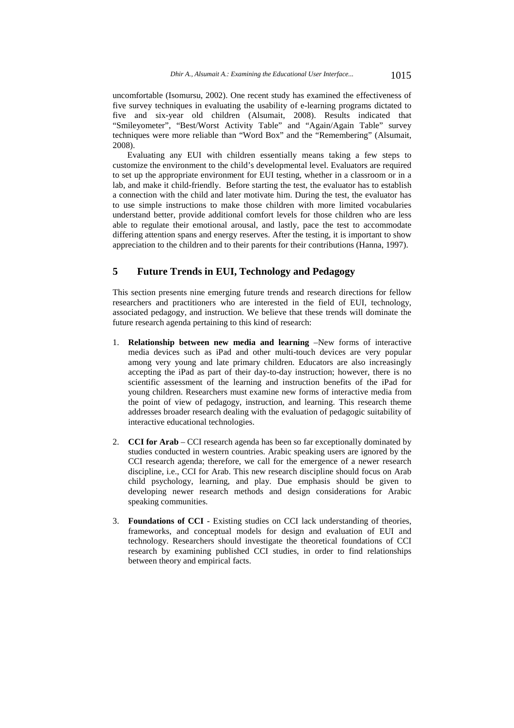uncomfortable (Isomursu, 2002). One recent study has examined the effectiveness of five survey techniques in evaluating the usability of e-learning programs dictated to five and six-year old children (Alsumait, 2008). Results indicated that "Smileyometer", "Best/Worst Activity Table" and "Again/Again Table" survey techniques were more reliable than "Word Box" and the "Remembering" (Alsumait, 2008).

Evaluating any EUI with children essentially means taking a few steps to customize the environment to the child's developmental level. Evaluators are required to set up the appropriate environment for EUI testing, whether in a classroom or in a lab, and make it child-friendly. Before starting the test, the evaluator has to establish a connection with the child and later motivate him. During the test, the evaluator has to use simple instructions to make those children with more limited vocabularies understand better, provide additional comfort levels for those children who are less able to regulate their emotional arousal, and lastly, pace the test to accommodate differing attention spans and energy reserves. After the testing, it is important to show appreciation to the children and to their parents for their contributions (Hanna, 1997).

## 5 Future Trends in EUI, Technology and Pedagogy

This section presents nine emerging future trends and research directions for fellow researchers and practitioners who are interested in the field of EUI, technology, associated pedagogy, and instruction. We believe that these trends will dominate the future research agenda pertaining to this kind of research:

1. **Relationship between new media and learning** –New forms of interactive media devices such as iPad and other multi-touch devices are very popular among very young and late primary children. Educators are also increasingly accepting the iPad as part of their day-to-day instruction; however, there is no scientific assessment of the learning and instruction benefits of the iPad for young children. Researchers must examine new forms of interactive media from the point of view of pedagogy, instruction, and learning. This research theme addresses broader research dealing with the evaluation of pedagogic suitability of interactive educational technologies.

2. **CCI for Arab** – CCI research agenda has been so far exceptionally dominated by studies conducted in western countries. Arabic speaking users are ignored by the CCI research agenda; therefore, we call for the emergence of a newer research discipline, i.e., CCI for Arab. This new research discipline should focus on Arab child psychology, learning, and play. Due emphasis should be given to developing newer research methods and design considerations for Arabic speaking communities.

3. **Foundations of CCI** - Existing studies on CCI lack understanding of theories, frameworks, and conceptual models for design and evaluation of EUI and technology. Researchers should investigate the theoretical foundations of CCI research by examining published CCI studies, in order to find relationships between theory and empirical facts.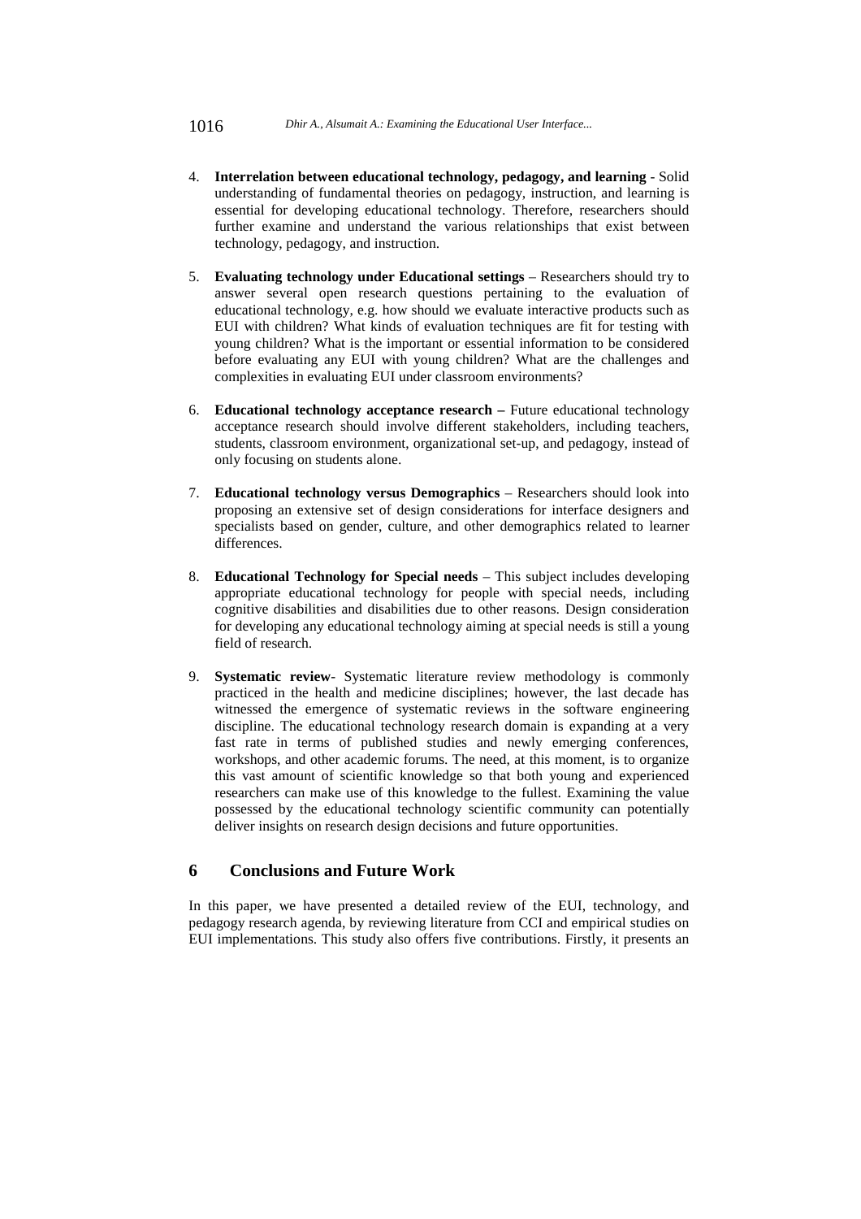4. **Interrelation between educational technology, pedagogy, and learning** - Solid understanding of fundamental theories on pedagogy, instruction, and learning is essential for developing educational technology. Therefore, researchers should further examine and understand the various relationships that exist between technology, pedagogy, and instruction.

5. **Evaluating technology under Educational settings** – Researchers should try to answer several open research questions pertaining to the evaluation of educational technology, e.g. how should we evaluate interactive products such as EUI with children? What kinds of evaluation techniques are fit for testing with young children? What is the important or essential information to be considered before evaluating any EUI with young children? What are the challenges and complexities in evaluating EUI under classroom environments?

6. **Educational technology acceptance research –** Future educational technology acceptance research should involve different stakeholders, including teachers, students, classroom environment, organizational set-up, and pedagogy, instead of only focusing on students alone.

7. **Educational technology versus Demographics** – Researchers should look into proposing an extensive set of design considerations for interface designers and specialists based on gender, culture, and other demographics related to learner differences.

8. **Educational Technology for Special needs** – This subject includes developing appropriate educational technology for people with special needs, including cognitive disabilities and disabilities due to other reasons. Design consideration for developing any educational technology aiming at special needs is still a young field of research.

9. **Systematic review**- Systematic literature review methodology is commonly practiced in the health and medicine disciplines; however, the last decade has witnessed the emergence of systematic reviews in the software engineering discipline. The educational technology research domain is expanding at a very fast rate in terms of published studies and newly emerging conferences, workshops, and other academic forums. The need, at this moment, is to organize this vast amount of scientific knowledge so that both young and experienced researchers can make use of this knowledge to the fullest. Examining the value possessed by the educational technology scientific community can potentially deliver insights on research design decisions and future opportunities.

## 6 Conclusions and Future Work

In this paper, we have presented a detailed review of the EUI, technology, and pedagogy research agenda, by reviewing literature from CCI and empirical studies on EUI implementations. This study also offers five contributions. Firstly, it presents an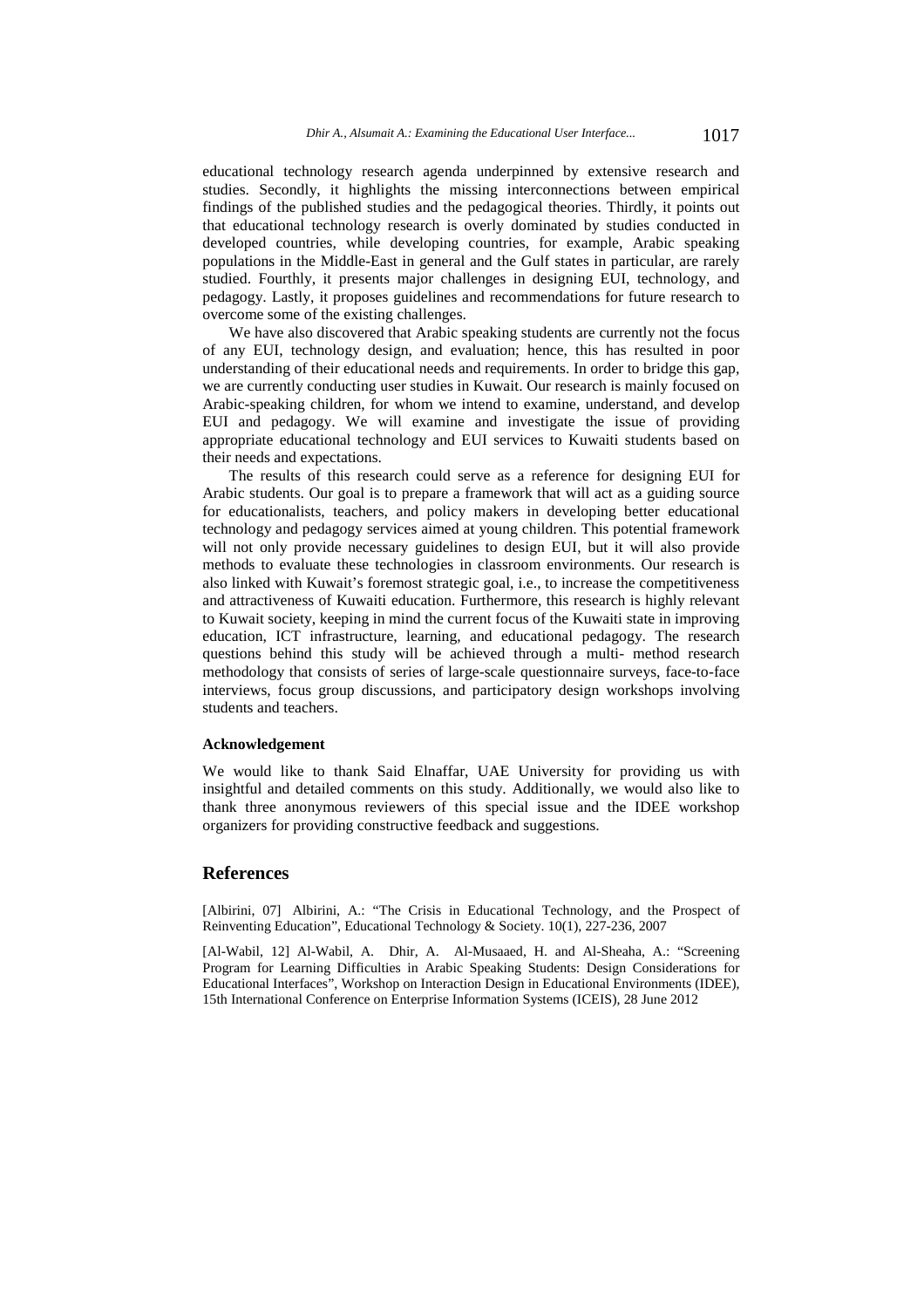educational technology research agenda underpinned by extensive research and studies. Secondly, it highlights the missing interconnections between empirical findings of the published studies and the pedagogical theories. Thirdly, it points out that educational technology research is overly dominated by studies conducted in developed countries, while developing countries, for example, Arabic speaking populations in the Middle-East in general and the Gulf states in particular, are rarely studied. Fourthly, it presents major challenges in designing EUI, technology, and pedagogy. Lastly, it proposes guidelines and recommendations for future research to overcome some of the existing challenges.

We have also discovered that Arabic speaking students are currently not the focus of any EUI, technology design, and evaluation; hence, this has resulted in poor understanding of their educational needs and requirements. In order to bridge this gap, we are currently conducting user studies in Kuwait. Our research is mainly focused on Arabic-speaking children, for whom we intend to examine, understand, and develop EUI and pedagogy. We will examine and investigate the issue of providing appropriate educational technology and EUI services to Kuwaiti students based on their needs and expectations.

The results of this research could serve as a reference for designing EUI for Arabic students. Our goal is to prepare a framework that will act as a guiding source for educationalists, teachers, and policy makers in developing better educational technology and pedagogy services aimed at young children. This potential framework will not only provide necessary guidelines to design EUI, but it will also provide methods to evaluate these technologies in classroom environments. Our research is also linked with Kuwait's foremost strategic goal, i.e., to increase the competitiveness and attractiveness of Kuwaiti education. Furthermore, this research is highly relevant to Kuwait society, keeping in mind the current focus of the Kuwaiti state in improving education, ICT infrastructure, learning, and educational pedagogy. The research questions behind this study will be achieved through a multi- method research methodology that consists of series of large-scale questionnaire surveys, face-to-face interviews, focus group discussions, and participatory design workshops involving students and teachers.

### Acknowledgement

We would like to thank Said Elnaffar, UAE University for providing us with insightful and detailed comments on this study. Additionally, we would also like to thank three anonymous reviewers of this special issue and the IDEE workshop organizers for providing constructive feedback and suggestions.

## References

[Albirini, 07] Albirini, A.: "The Crisis in Educational Technology, and the Prospect of Reinventing Education", Educational Technology & Society. 10(1), 227-236, 2007

[Al-Wabil, 12] Al-Wabil, A. Dhir, A. Al-Musaaed, H. and Al-Sheaha, A.: "Screening Program for Learning Difficulties in Arabic Speaking Students: Design Considerations for Educational Interfaces", Workshop on Interaction Design in Educational Environments (IDEE), 15th International Conference on Enterprise Information Systems (ICEIS), 28 June 2012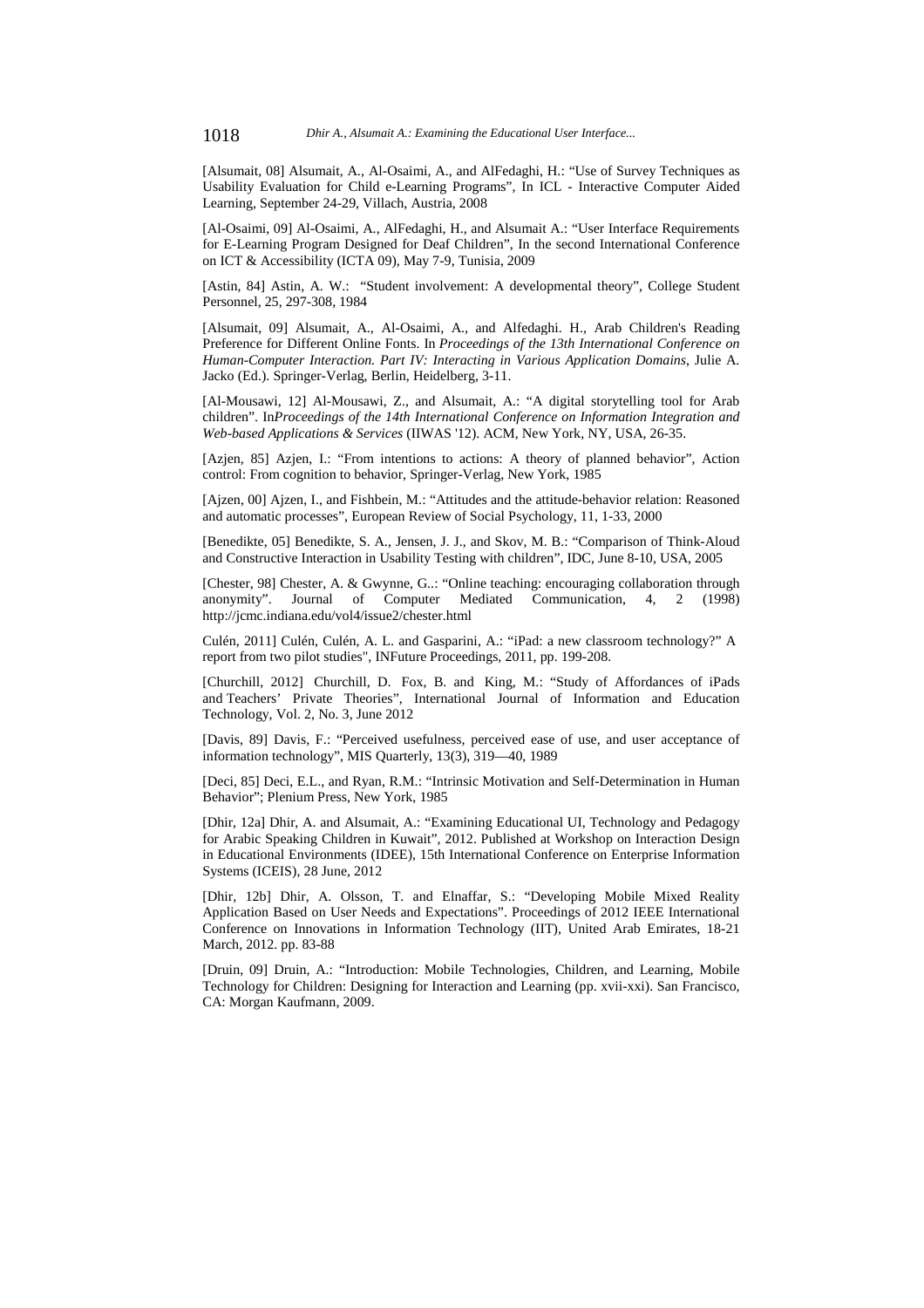[Alsumait, 08] Alsumait, A., Al-Osaimi, A., and AlFedaghi, H.: "Use of Survey Techniques as Usability Evaluation for Child e-Learning Programs", In ICL - Interactive Computer Aided Learning, September 24-29, Villach, Austria, 2008

[Al-Osaimi, 09] Al-Osaimi, A., AlFedaghi, H., and Alsumait A.: "User Interface Requirements for E-Learning Program Designed for Deaf Children", In the second International Conference on ICT & Accessibility (ICTA 09), May 7-9, Tunisia, 2009

[Astin, 84] Astin, A. W.: "Student involvement: A developmental theory", College Student Personnel, 25, 297-308, 1984

[Alsumait, 09] Alsumait, A., Al-Osaimi, A., and Alfedaghi. H., Arab Children's Reading Preference for Different Online Fonts. In *Proceedings of the 13th International Conference on Human-Computer Interaction. Part IV: Interacting in Various Application Domains*, Julie A. Jacko (Ed.). Springer-Verlag, Berlin, Heidelberg, 3-11.

[Al-Mousawi, 12] Al-Mousawi, Z., and Alsumait, A.: "A digital storytelling tool for Arab children". In*Proceedings of the 14th International Conference on Information Integration and Web-based Applications & Services* (IIWAS '12). ACM, New York, NY, USA, 26-35.

[Azjen, 85] Azjen, I.: "From intentions to actions: A theory of planned behavior", Action control: From cognition to behavior, Springer-Verlag, New York, 1985

[Ajzen, 00] Ajzen, I., and Fishbein, M.: "Attitudes and the attitude-behavior relation: Reasoned and automatic processes", European Review of Social Psychology, 11, 1-33, 2000

[Benedikte, 05] Benedikte, S. A., Jensen, J. J., and Skov, M. B.: "Comparison of Think-Aloud and Constructive Interaction in Usability Testing with children", IDC, June 8-10, USA, 2005

[Chester, 98] Chester, A. & Gwynne, G..: "Online teaching: encouraging collaboration through anonymity". Journal of Computer Mediated Communication, 4, 2 (1998) http://jcmc.indiana.edu/vol4/issue2/chester.html

Culén, 2011] Culén, Culén, A. L. and Gasparini, A.: "iPad: a new classroom technology?" A report from two pilot studies", INFuture Proceedings, 2011, pp. 199-208.

[Churchill, 2012] Churchill, D. Fox, B. and King, M.: "Study of Affordances of iPads and Teachers' Private Theories", International Journal of Information and Education Technology, Vol. 2, No. 3, June 2012

[Davis, 89] Davis, F.: "Perceived usefulness, perceived ease of use, and user acceptance of information technology", MIS Quarterly, 13(3), 319—40, 1989

[Deci, 85] Deci, E.L., and Ryan, R.M.: "Intrinsic Motivation and Self-Determination in Human Behavior"; Plenium Press, New York, 1985

[Dhir, 12a] Dhir, A. and Alsumait, A.: "Examining Educational UI, Technology and Pedagogy for Arabic Speaking Children in Kuwait", 2012. Published at Workshop on Interaction Design in Educational Environments (IDEE), 15th International Conference on Enterprise Information Systems (ICEIS), 28 June, 2012

[Dhir, 12b] Dhir, A. Olsson, T. and Elnaffar, S.: "Developing Mobile Mixed Reality Application Based on User Needs and Expectations". Proceedings of 2012 IEEE International Conference on Innovations in Information Technology (IIT), United Arab Emirates, 18-21 March, 2012. pp. 83-88

[Druin, 09] Druin, A.: "Introduction: Mobile Technologies, Children, and Learning, Mobile Technology for Children: Designing for Interaction and Learning (pp. xvii-xxi). San Francisco, CA: Morgan Kaufmann, 2009.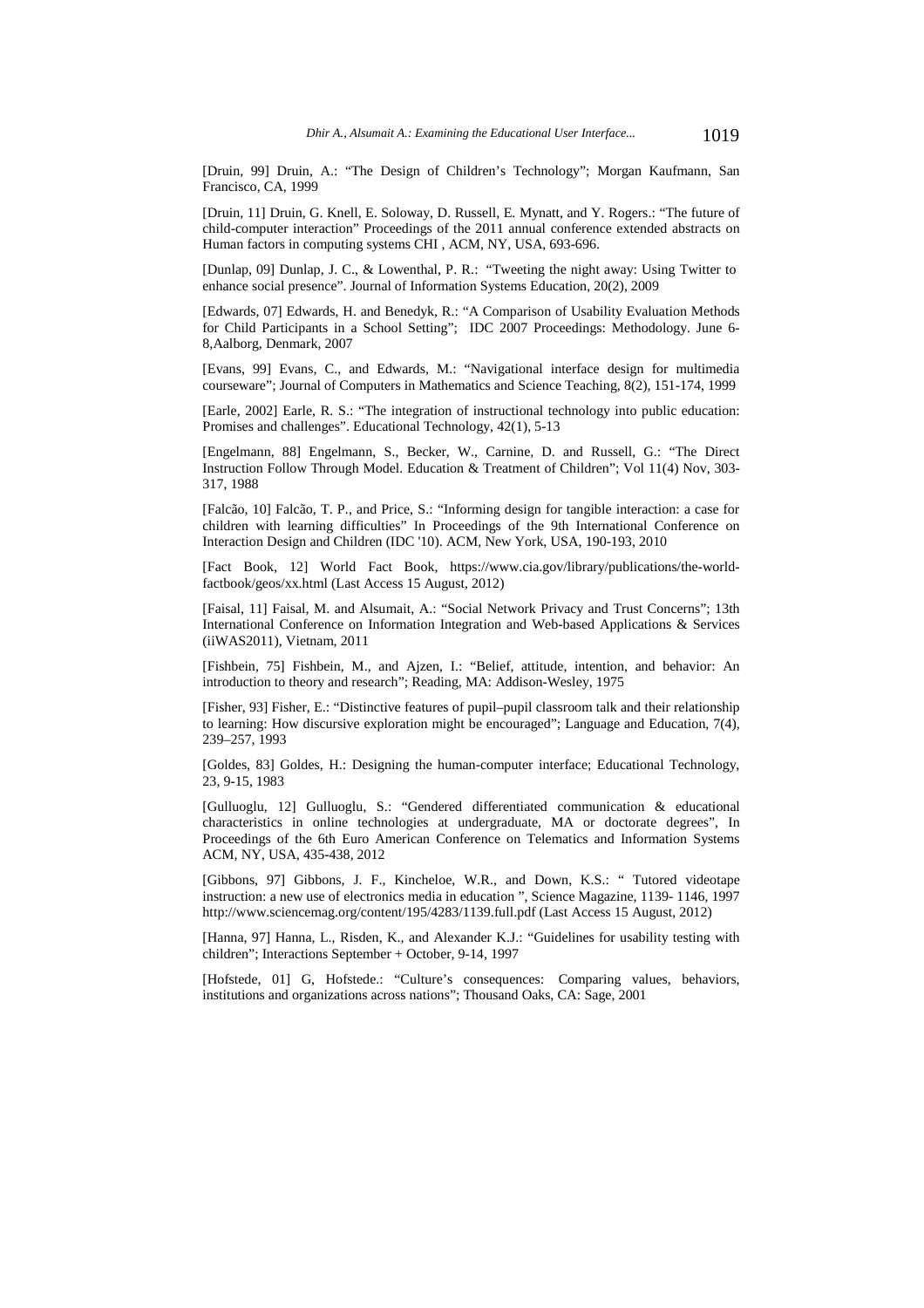[Druin, 99] Druin, A.: "The Design of Children's Technology"; Morgan Kaufmann, San Francisco, CA, 1999

[Druin, 11] Druin, G. Knell, E. Soloway, D. Russell, E. Mynatt, and Y. Rogers.: "The future of child-computer interaction" Proceedings of the 2011 annual conference extended abstracts on Human factors in computing systems CHI , ACM, NY, USA, 693-696.

[Dunlap, 09] Dunlap, J. C., & Lowenthal, P. R.: "Tweeting the night away: Using Twitter to enhance social presence". Journal of Information Systems Education, 20(2), 2009

[Edwards, 07] Edwards, H. and Benedyk, R.: "A Comparison of Usability Evaluation Methods for Child Participants in a School Setting"; IDC 2007 Proceedings: Methodology. June 6-8,Aalborg, Denmark, 2007

[Evans, 99] Evans, C., and Edwards, M.: "Navigational interface design for multimedia courseware"; Journal of Computers in Mathematics and Science Teaching, 8(2), 151-174, 1999

[Earle, 2002] Earle, R. S.: "The integration of instructional technology into public education: Promises and challenges". Educational Technology, 42(1), 5-13

[Engelmann, 88] Engelmann, S., Becker, W., Carnine, D. and Russell, G.: "The Direct Instruction Follow Through Model. Education & Treatment of Children"; Vol 11(4) Nov, 303-317, 1988

[Falcão, 10] Falcão, T. P., and Price, S.: "Informing design for tangible interaction: a case for children with learning difficulties" In Proceedings of the 9th International Conference on Interaction Design and Children (IDC '10). ACM, New York, USA, 190-193, 2010

[Fact Book, 12] World Fact Book, https://www.cia.gov/library/publications/the-world-factbook/geos/xx.html (Last Access 15 August, 2012)

[Faisal, 11] Faisal, M. and Alsumait, A.: "Social Network Privacy and Trust Concerns"; 13th International Conference on Information Integration and Web-based Applications & Services (iiWAS2011), Vietnam, 2011

[Fishbein, 75] Fishbein, M., and Ajzen, I.: "Belief, attitude, intention, and behavior: An introduction to theory and research"; Reading, MA: Addison-Wesley, 1975

[Fisher, 93] Fisher, E.: "Distinctive features of pupil–pupil classroom talk and their relationship to learning: How discursive exploration might be encouraged"; Language and Education, 7(4), 239–257, 1993

[Goldes, 83] Goldes, H.: Designing the human-computer interface; Educational Technology, 23, 9-15, 1983

[Gulluoglu, 12] Gulluoglu, S.: "Gendered differentiated communication & educational characteristics in online technologies at undergraduate, MA or doctorate degrees", In Proceedings of the 6th Euro American Conference on Telematics and Information Systems ACM, NY, USA, 435-438, 2012

[Gibbons, 97] Gibbons, J. F., Kincheloe, W.R., and Down, K.S.: " Tutored videotape instruction: a new use of electronics media in education ", Science Magazine, 1139- 1146, 1997 http://www.sciencemag.org/content/195/4283/1139.full.pdf (Last Access 15 August, 2012)

[Hanna, 97] Hanna, L., Risden, K., and Alexander K.J.: "Guidelines for usability testing with children"; Interactions September + October, 9-14, 1997

[Hofstede, 01] G, Hofstede.: "Culture's consequences: Comparing values, behaviors, institutions and organizations across nations"; Thousand Oaks, CA: Sage, 2001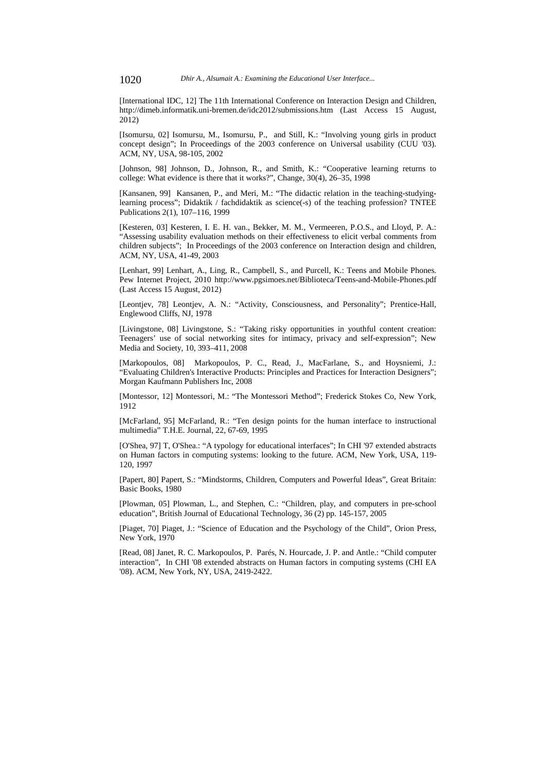[International IDC, 12] The 11th International Conference on Interaction Design and Children, http://dimeb.informatik.uni-bremen.de/idc2012/submissions.htm (Last Access 15 August, 2012)

[Isomursu, 02] Isomursu, M., Isomursu, P., and Still, K.: "Involving young girls in product concept design"; In Proceedings of the 2003 conference on Universal usability (CUU '03). ACM, NY, USA, 98-105, 2002

[Johnson, 98] Johnson, D., Johnson, R., and Smith, K.: "Cooperative learning returns to college: What evidence is there that it works?", Change, 30(4), 26–35, 1998

[Kansanen, 99] Kansanen, P., and Meri, M.: "The didactic relation in the teaching-studying-learning process"; Didaktik / fachdidaktik as science(-s) of the teaching profession? TNTEE Publications 2(1), 107–116, 1999

[Kesteren, 03] Kesteren, I. E. H. van., Bekker, M. M., Vermeeren, P.O.S., and Lloyd, P. A.: "Assessing usability evaluation methods on their effectiveness to elicit verbal comments from children subjects"; In Proceedings of the 2003 conference on Interaction design and children, ACM, NY, USA, 41-49, 2003

[Lenhart, 99] Lenhart, A., Ling, R., Campbell, S., and Purcell, K.: Teens and Mobile Phones. Pew Internet Project, 2010 http://www.pgsimoes.net/Biblioteca/Teens-and-Mobile-Phones.pdf (Last Access 15 August, 2012)

[Leontjev, 78] Leontjev, A. N.: "Activity, Consciousness, and Personality"; Prentice-Hall, Englewood Cliffs, NJ, 1978

[Livingstone, 08] Livingstone, S.: "Taking risky opportunities in youthful content creation: Teenagers' use of social networking sites for intimacy, privacy and self-expression"; New Media and Society, 10, 393–411, 2008

[Markopoulos, 08] Markopoulos, P. C., Read, J., MacFarlane, S., and Hoysniemi, J.: "Evaluating Children's Interactive Products: Principles and Practices for Interaction Designers"; Morgan Kaufmann Publishers Inc, 2008

[Montessor, 12] Montessori, M.: "The Montessori Method"; Frederick Stokes Co, New York, 1912

[McFarland, 95] McFarland, R.: "Ten design points for the human interface to instructional multimedia" T.H.E. Journal, 22, 67-69, 1995

[O'Shea, 97] T, O'Shea.: "A typology for educational interfaces"; In CHI '97 extended abstracts on Human factors in computing systems: looking to the future. ACM, New York, USA, 119-120, 1997

[Papert, 80] Papert, S.: "Mindstorms, Children, Computers and Powerful Ideas", Great Britain: Basic Books, 1980

[Plowman, 05] Plowman, L., and Stephen, C.: "Children, play, and computers in pre-school education", British Journal of Educational Technology, 36 (2) pp. 145-157, 2005

[Piaget, 70] Piaget, J.: "Science of Education and the Psychology of the Child", Orion Press, New York, 1970

[Read, 08] Janet, R. C. Markopoulos, P. Parés, N. Hourcade, J. P. and Antle.: "Child computer interaction", In CHI '08 extended abstracts on Human factors in computing systems (CHI EA '08). ACM, New York, NY, USA, 2419-2422.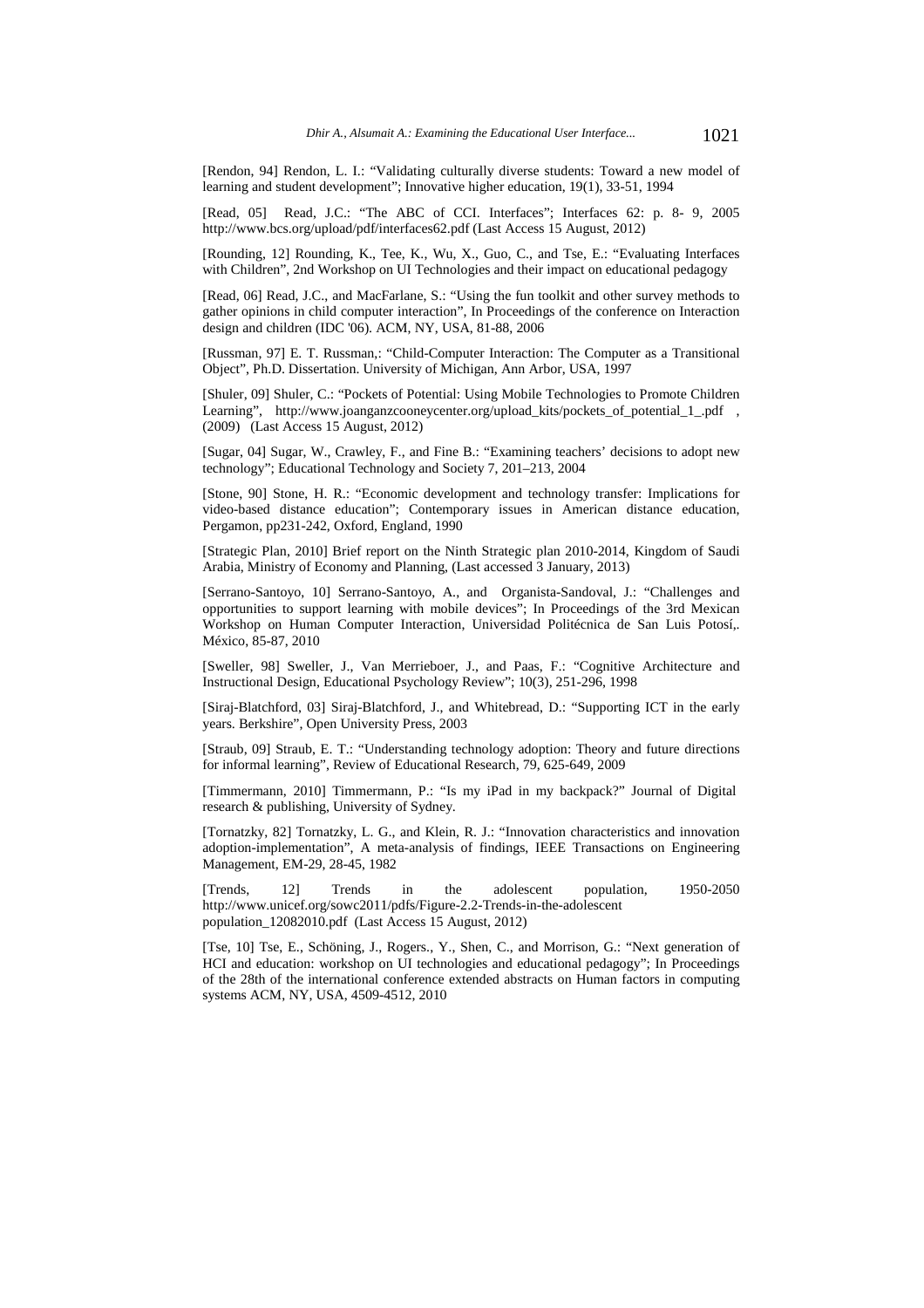[Rendon, 94] Rendon, L. I.: "Validating culturally diverse students: Toward a new model of learning and student development"; Innovative higher education, 19(1), 33-51, 1994

[Read, 05] Read, J.C.: "The ABC of CCI. Interfaces"; Interfaces 62: p. 8- 9, 2005 http://www.bcs.org/upload/pdf/interfaces62.pdf (Last Access 15 August, 2012)

[Rounding, 12] Rounding, K., Tee, K., Wu, X., Guo, C., and Tse, E.: "Evaluating Interfaces with Children", 2nd Workshop on UI Technologies and their impact on educational pedagogy

[Read, 06] Read, J.C., and MacFarlane, S.: "Using the fun toolkit and other survey methods to gather opinions in child computer interaction", In Proceedings of the conference on Interaction design and children (IDC '06). ACM, NY, USA, 81-88, 2006

[Russman, 97] E. T. Russman,: "Child-Computer Interaction: The Computer as a Transitional Object", Ph.D. Dissertation. University of Michigan, Ann Arbor, USA, 1997

[Shuler, 09] Shuler, C.: "Pockets of Potential: Using Mobile Technologies to Promote Children Learning", http://www.joanganzcooneycenter.org/upload_kits/pockets_of_potential_1_.pdf , (2009) (Last Access 15 August, 2012)

[Sugar, 04] Sugar, W., Crawley, F., and Fine B.: "Examining teachers' decisions to adopt new technology"; Educational Technology and Society 7, 201–213, 2004

[Stone, 90] Stone, H. R.: "Economic development and technology transfer: Implications for video-based distance education"; Contemporary issues in American distance education, Pergamon, pp231-242, Oxford, England, 1990

[Strategic Plan, 2010] Brief report on the Ninth Strategic plan 2010-2014, Kingdom of Saudi Arabia, Ministry of Economy and Planning, (Last accessed 3 January, 2013)

[Serrano-Santoyo, 10] Serrano-Santoyo, A., and Organista-Sandoval, J.: "Challenges and opportunities to support learning with mobile devices"; In Proceedings of the 3rd Mexican Workshop on Human Computer Interaction, Universidad Politécnica de San Luis Potosí,. México, 85-87, 2010

[Sweller, 98] Sweller, J., Van Merrieboer, J., and Paas, F.: "Cognitive Architecture and Instructional Design, Educational Psychology Review"; 10(3), 251-296, 1998

[Siraj-Blatchford, 03] Siraj-Blatchford, J., and Whitebread, D.: "Supporting ICT in the early years. Berkshire", Open University Press, 2003

[Straub, 09] Straub, E. T.: "Understanding technology adoption: Theory and future directions for informal learning", Review of Educational Research, 79, 625-649, 2009

[Timmermann, 2010] Timmermann, P.: "Is my iPad in my backpack?" Journal of Digital research & publishing, University of Sydney.

[Tornatzky, 82] Tornatzky, L. G., and Klein, R. J.: "Innovation characteristics and innovation adoption-implementation", A meta-analysis of findings, IEEE Transactions on Engineering Management, EM-29, 28-45, 1982

[Trends, 12] Trends in the adolescent population, 1950-2050 http://www.unicef.org/sowc2011/pdfs/Figure-2.2-Trends-in-the-adolescent population_12082010.pdf (Last Access 15 August, 2012)

[Tse, 10] Tse, E., Schöning, J., Rogers., Y., Shen, C., and Morrison, G.: "Next generation of HCI and education: workshop on UI technologies and educational pedagogy"; In Proceedings of the 28th of the international conference extended abstracts on Human factors in computing systems ACM, NY, USA, 4509-4512, 2010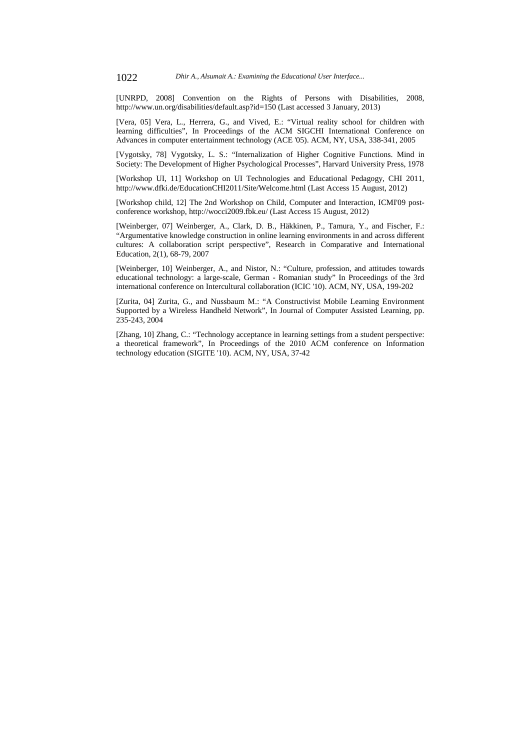[UNRPD, 2008] Convention on the Rights of Persons with Disabilities, 2008, http://www.un.org/disabilities/default.asp?id=150 (Last accessed 3 January, 2013)

[Vera, 05] Vera, L., Herrera, G., and Vived, E.: "Virtual reality school for children with learning difficulties", In Proceedings of the ACM SIGCHI International Conference on Advances in computer entertainment technology (ACE '05). ACM, NY, USA, 338-341, 2005

[Vygotsky, 78] Vygotsky, L. S.: "Internalization of Higher Cognitive Functions. Mind in Society: The Development of Higher Psychological Processes", Harvard University Press, 1978

[Workshop UI, 11] Workshop on UI Technologies and Educational Pedagogy, CHI 2011, http://www.dfki.de/EducationCHI2011/Site/Welcome.html (Last Access 15 August, 2012)

[Workshop child, 12] The 2nd Workshop on Child, Computer and Interaction, ICMI'09 post-conference workshop, http://wocci2009.fbk.eu/ (Last Access 15 August, 2012)

[Weinberger, 07] Weinberger, A., Clark, D. B., Häkkinen, P., Tamura, Y., and Fischer, F.: "Argumentative knowledge construction in online learning environments in and across different cultures: A collaboration script perspective", Research in Comparative and International Education, 2(1), 68-79, 2007

[Weinberger, 10] Weinberger, A., and Nistor, N.: "Culture, profession, and attitudes towards educational technology: a large-scale, German - Romanian study" In Proceedings of the 3rd international conference on Intercultural collaboration (ICIC '10). ACM, NY, USA, 199-202

[Zurita, 04] Zurita, G., and Nussbaum M.: "A Constructivist Mobile Learning Environment Supported by a Wireless Handheld Network", In Journal of Computer Assisted Learning, pp. 235-243, 2004

[Zhang, 10] Zhang, C.: "Technology acceptance in learning settings from a student perspective: a theoretical framework", In Proceedings of the 2010 ACM conference on Information technology education (SIGITE '10). ACM, NY, USA, 37-42